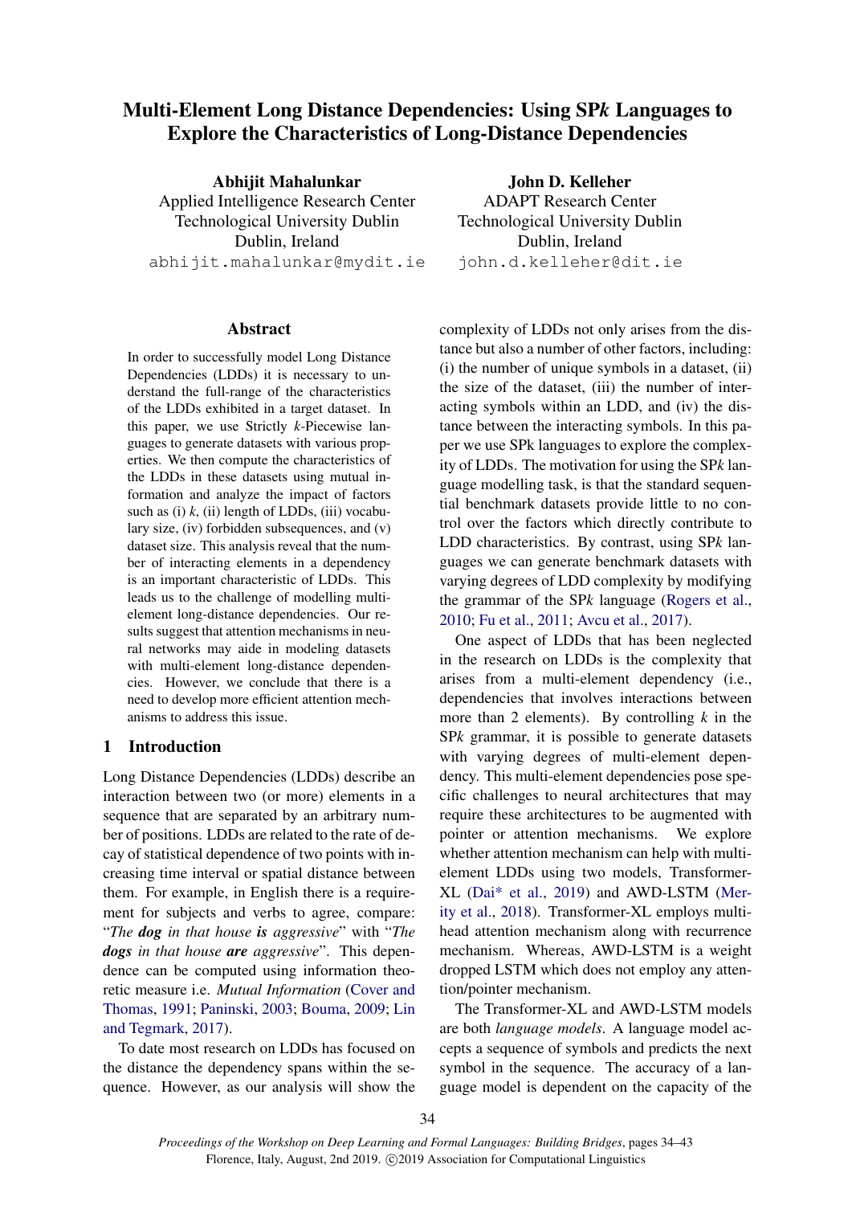# Multi-Element Long Distance Dependencies: Using SP*k* Languages to Explore the Characteristics of Long-Distance Dependencies

**Abhijit Mahalunkar**
Applied Intelligence Research Center
Technological University Dublin
Dublin, Ireland
abhijit.mahalunkar@mydit.ie

**John D. Kelleher**
ADAPT Research Center
Technological University Dublin
Dublin, Ireland
john.d.kelleher@dit.ie

## Abstract

In order to successfully model Long Distance Dependencies (LDDs) it is necessary to understand the full-range of the characteristics of the LDDs exhibited in a target dataset. In this paper, we use Strictly *k*-Piecewise languages to generate datasets with various properties. We then compute the characteristics of the LDDs in these datasets using mutual information and analyze the impact of factors such as (i) *k*, (ii) length of LDDs, (iii) vocabulary size, (iv) forbidden subsequences, and (v) dataset size. This analysis reveal that the number of interacting elements in a dependency is an important characteristic of LDDs. This leads us to the challenge of modelling multi-element long-distance dependencies. Our results suggest that attention mechanisms in neural networks may aide in modeling datasets with multi-element long-distance dependencies. However, we conclude that there is a need to develop more efficient attention mechanisms to address this issue.

## 1 Introduction

Long Distance Dependencies (LDDs) describe an interaction between two (or more) elements in a sequence that are separated by an arbitrary number of positions. LDDs are related to the rate of decay of statistical dependence of two points with increasing time interval or spatial distance between them. For example, in English there is a requirement for subjects and verbs to agree, compare: "*The **dog** in that house **is** aggressive*" with "*The **dogs** in that house **are** aggressive*". This dependence can be computed using information theoretic measure i.e. *Mutual Information* (Cover and Thomas, 1991; Paninski, 2003; Bouma, 2009; Lin and Tegmark, 2017).

To date most research on LDDs has focused on the distance the dependency spans within the sequence. However, as our analysis will show the complexity of LDDs not only arises from the distance but also a number of other factors, including: (i) the number of unique symbols in a dataset, (ii) the size of the dataset, (iii) the number of interacting symbols within an LDD, and (iv) the distance between the interacting symbols. In this paper we use SPk languages to explore the complexity of LDDs. The motivation for using the SP*k* language modelling task, is that the standard sequential benchmark datasets provide little to no control over the factors which directly contribute to LDD characteristics. By contrast, using SP*k* languages we can generate benchmark datasets with varying degrees of LDD complexity by modifying the grammar of the SP*k* language (Rogers et al., 2010; Fu et al., 2011; Avcu et al., 2017).

One aspect of LDDs that has been neglected in the research on LDDs is the complexity that arises from a multi-element dependency (i.e., dependencies that involves interactions between more than 2 elements). By controlling *k* in the SP*k* grammar, it is possible to generate datasets with varying degrees of multi-element dependency. This multi-element dependencies pose specific challenges to neural architectures that may require these architectures to be augmented with pointer or attention mechanisms. We explore whether attention mechanism can help with multi-element LDDs using two models, Transformer-XL (Dai* et al., 2019) and AWD-LSTM (Merity et al., 2018). Transformer-XL employs multi-head attention mechanism along with recurrence mechanism. Whereas, AWD-LSTM is a weight dropped LSTM which does not employ any attention/pointer mechanism.

The Transformer-XL and AWD-LSTM models are both *language models*. A language model accepts a sequence of symbols and predicts the next symbol in the sequence. The accuracy of a language model is dependent on the capacity of the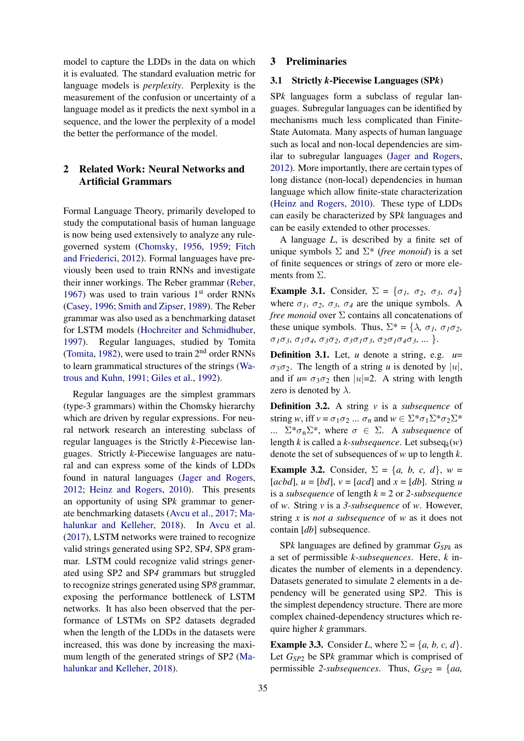model to capture the LDDs in the data on which it is evaluated. The standard evaluation metric for language models is *perplexity*. Perplexity is the measurement of the confusion or uncertainty of a language model as it predicts the next symbol in a sequence, and the lower the perplexity of a model the better the performance of the model.

## 2 Related Work: Neural Networks and Artificial Grammars

Formal Language Theory, primarily developed to study the computational basis of human language is now being used extensively to analyze any rule-governed system (Chomsky, 1956, 1959; Fitch and Friederici, 2012). Formal languages have previously been used to train RNNs and investigate their inner workings. The Reber grammar (Reber, 1967) was used to train various 1[st] order RNNs (Casey, 1996; Smith and Zipser, 1989). The Reber grammar was also used as a benchmarking dataset for LSTM models (Hochreiter and Schmidhuber, 1997). Regular languages, studied by Tomita (Tomita, 1982), were used to train 2[nd] order RNNs to learn grammatical structures of the strings (Watrous and Kuhn, 1991; Giles et al., 1992).

Regular languages are the simplest grammars (type-3 grammars) within the Chomsky hierarchy which are driven by regular expressions. For neural network research an interesting subclass of regular languages is the Strictly $k$-Piecewise languages. Strictly $k$-Piecewise languages are natural and can express some of the kinds of LDDs found in natural languages (Jager and Rogers, 2012; Heinz and Rogers, 2010). This presents an opportunity of using SP$k$ grammar to generate benchmarking datasets (Avcu et al., 2017; Mahalunkar and Kelleher, 2018). In Avcu et al. (2017), LSTM networks were trained to recognize valid strings generated using SP2, SP4, SP8 grammar. LSTM could recognize valid strings generated using SP2 and SP4 grammars but struggled to recognize strings generated using SP8 grammar, exposing the performance bottleneck of LSTM networks. It has also been observed that the performance of LSTMs on SP2 datasets degraded when the length of the LDDs in the datasets were increased, this was done by increasing the maximum length of the generated strings of SP2 (Mahalunkar and Kelleher, 2018).

## 3 Preliminaries

### 3.1 Strictly $k$-Piecewise Languages (SP$k$)

SP$k$ languages form a subclass of regular languages. Subregular languages can be identified by mechanisms much less complicated than Finite-State Automata. Many aspects of human language such as local and non-local dependencies are similar to subregular languages (Jager and Rogers, 2012). More importantly, there are certain types of long distance (non-local) dependencies in human language which allow finite-state characterization (Heinz and Rogers, 2010). These type of LDDs can easily be characterized by SP$k$ languages and can be easily extended to other processes.

A language $L$, is described by a finite set of unique symbols $\Sigma$ and $\Sigma^*$ (*free monoid*) is a set of finite sequences or strings of zero or more elements from $\Sigma$.

**Example 3.1.** Consider, $\Sigma = \{\sigma_1, \sigma_2, \sigma_3, \sigma_4\}$ where $\sigma_1, \sigma_2, \sigma_3, \sigma_4$ are the unique symbols. A *free monoid* over $\Sigma$ contains all concatenations of these unique symbols. Thus, $\Sigma^* = \{\lambda, \sigma_1, \sigma_1\sigma_2, \sigma_1\sigma_3, \sigma_1\sigma_4, \sigma_3\sigma_2, \sigma_3\sigma_1\sigma_3, \sigma_2\sigma_1\sigma_4\sigma_3, \ldots\}$.

**Definition 3.1.** Let, $u$ denote a string, e.g. $u = \sigma_3\sigma_2$. The length of a string $u$ is denoted by $|u|$, and if $u = \sigma_3\sigma_2$ then $|u| = 2$. A string with length zero is denoted by $\lambda$.

**Definition 3.2.** A string $v$ is a *subsequence* of string $w$, iff $v = \sigma_1\sigma_2 \ldots \sigma_n$ and $w \in \Sigma^*\sigma_1\Sigma^*\sigma_2\Sigma^* \ldots \Sigma^*\sigma_n\Sigma^*$, where $\sigma \in \Sigma$. A *subsequence* of length $k$ is called a *k-subsequence*. Let $\text{subseq}_k(w)$ denote the set of subsequences of $w$ up to length $k$.

**Example 3.2.** Consider, $\Sigma = \{a, b, c, d\}$, $w = [acbd]$, $u = [bd]$, $v = [acd]$ and $x = [db]$. String $u$ is a *subsequence* of length $k = 2$ or *2-subsequence* of $w$. String $v$ is a *3-subsequence* of $w$. However, string $x$ is *not a subsequence* of $w$ as it does not contain $[db]$ subsequence.

SP$k$ languages are defined by grammar $G_{SPk}$ as a set of permissible *k-subsequences*. Here, $k$ indicates the number of elements in a dependency. Datasets generated to simulate 2 elements in a dependency will be generated using SP2. This is the simplest dependency structure. There are more complex chained-dependency structures which require higher $k$ grammars.

**Example 3.3.** Consider $L$, where $\Sigma = \{a, b, c, d\}$. Let $G_{SP2}$ be SP$k$ grammar which is comprised of permissible *2-subsequences*. Thus, $G_{SP2} = \{aa,$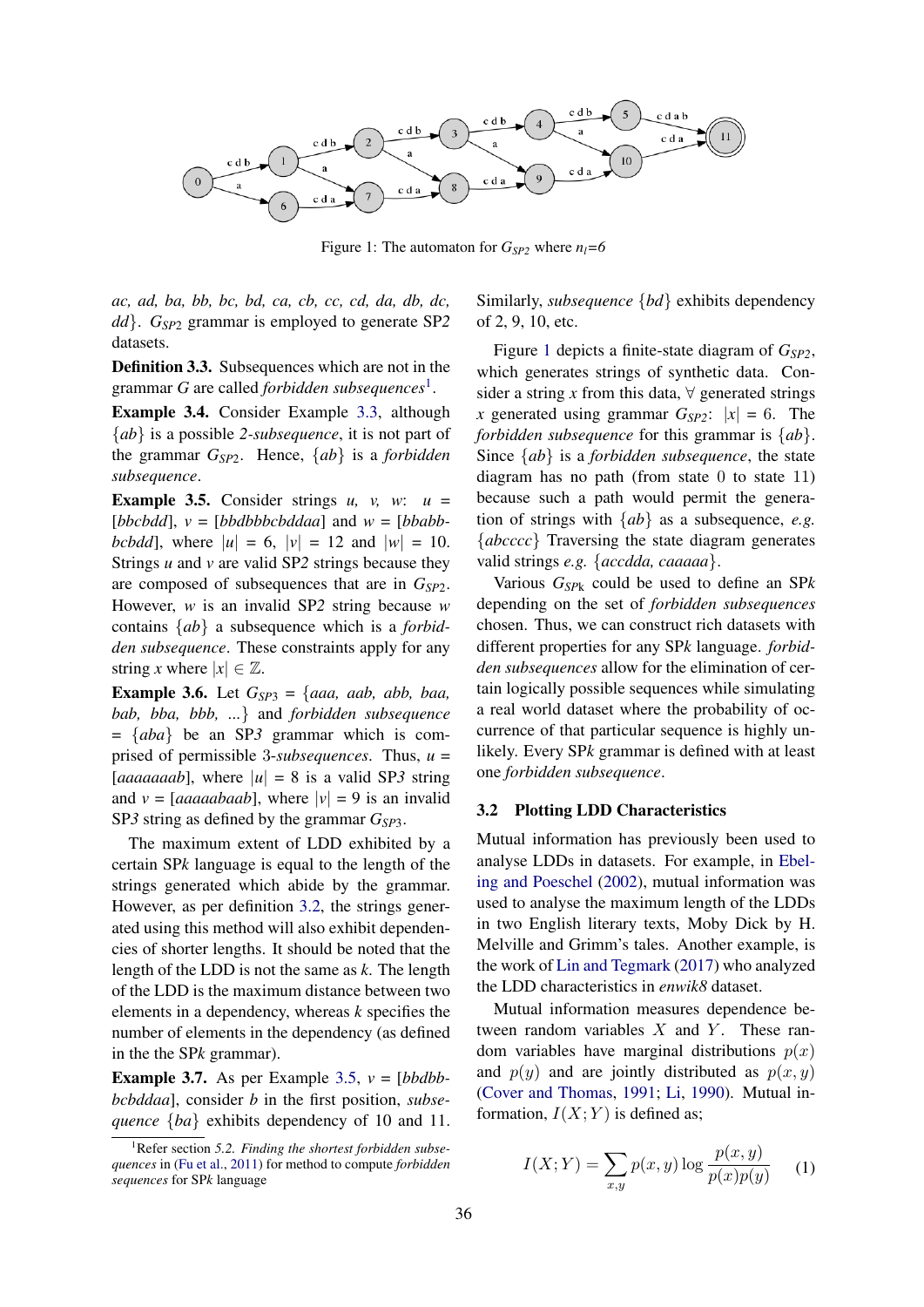Figure 1: The automaton for $G_{SP2}$ where $n_l$=6

*ac, ad, ba, bb, bc, bd, ca, cb, cc, cd, da, db, dc, dd*}. $G_{SP2}$ grammar is employed to generate SP2 datasets.

**Definition 3.3.** Subsequences which are not in the grammar *G* are called *forbidden subsequences*[1].

**Example 3.4.** Consider Example 3.3, although $\{ab\}$ is a possible *2-subsequence*, it is not part of the grammar $G_{SP2}$. Hence, $\{ab\}$ is a *forbidden subsequence*.

**Example 3.5.** Consider strings *u, v, w*: *u* = [*bbcbdd*], *v* = [*bbdbbbcbddaa*] and *w* = [*bbabbcbdd*], where $|u|$ = 6, $|v|$ = 12 and $|w|$ = 10. Strings *u* and *v* are valid SP2 strings because they are composed of subsequences that are in $G_{SP2}$. However, *w* is an invalid SP2 string because *w* contains $\{ab\}$ a subsequence which is a *forbidden subsequence*. These constraints apply for any string *x* where $|x| \in \mathbb{Z}$.

**Example 3.6.** Let $G_{SP3}$ = {*aaa, aab, abb, baa, bab, bba, bbb, ...*} and *forbidden subsequence* = $\{aba\}$ be an SP*3* grammar which is comprised of permissible 3-*subsequences*. Thus, *u* = [*aaaaaaab*], where $|u|$ = 8 is a valid SP*3* string and *v* = [*aaaaabaab*], where $|v|$ = 9 is an invalid SP*3* string as defined by the grammar $G_{SP3}$.

The maximum extent of LDD exhibited by a certain SP*k* language is equal to the length of the strings generated which abide by the grammar. However, as per definition 3.2, the strings generated using this method will also exhibit dependencies of shorter lengths. It should be noted that the length of the LDD is not the same as *k*. The length of the LDD is the maximum distance between two elements in a dependency, whereas *k* specifies the number of elements in the dependency (as defined in the the SP*k* grammar).

**Example 3.7.** As per Example 3.5, *v* = [*bbdbbbcbddaa*], consider *b* in the first position, *subsequence* $\{ba\}$ exhibits dependency of 10 and 11. Similarly, *subsequence* $\{bd\}$ exhibits dependency of 2, 9, 10, etc.

Figure 1 depicts a finite-state diagram of $G_{SP2}$, which generates strings of synthetic data. Consider a string *x* from this data, $\forall$ generated strings *x* generated using grammar $G_{SP2}$: $|x|$ = 6. The *forbidden subsequence* for this grammar is $\{ab\}$. Since $\{ab\}$ is a *forbidden subsequence*, the state diagram has no path (from state 0 to state 11) because such a path would permit the generation of strings with $\{ab\}$ as a subsequence, *e.g.* $\{abcccc\}$ Traversing the state diagram generates valid strings *e.g.* $\{accdda, caaaaa\}$.

Various $G_{SPk}$ could be used to define an SP*k* depending on the set of *forbidden subsequences* chosen. Thus, we can construct rich datasets with different properties for any SP*k* language. *forbidden subsequences* allow for the elimination of certain logically possible sequences while simulating a real world dataset where the probability of occurrence of that particular sequence is highly unlikely. Every SP*k* grammar is defined with at least one *forbidden subsequence*.

### 3.2 Plotting LDD Characteristics

Mutual information has previously been used to analyse LDDs in datasets. For example, in Ebeling and Poeschel (2002), mutual information was used to analyse the maximum length of the LDDs in two English literary texts, Moby Dick by H. Melville and Grimm's tales. Another example, is the work of Lin and Tegmark (2017) who analyzed the LDD characteristics in *enwik8* dataset.

Mutual information measures dependence between random variables $X$ and $Y$. These random variables have marginal distributions $p(x)$ and $p(y)$ and are jointly distributed as $p(x, y)$ (Cover and Thomas, 1991; Li, 1990). Mutual information, $I(X;Y)$ is defined as;

$$I(X;Y) = \sum_{x,y} p(x,y) \log \frac{p(x,y)}{p(x)p(y)} \quad (1)$$

[1]Refer section 5.2. *Finding the shortest forbidden subsequences* in (Fu et al., 2011) for method to compute *forbidden sequences* for SP*k* language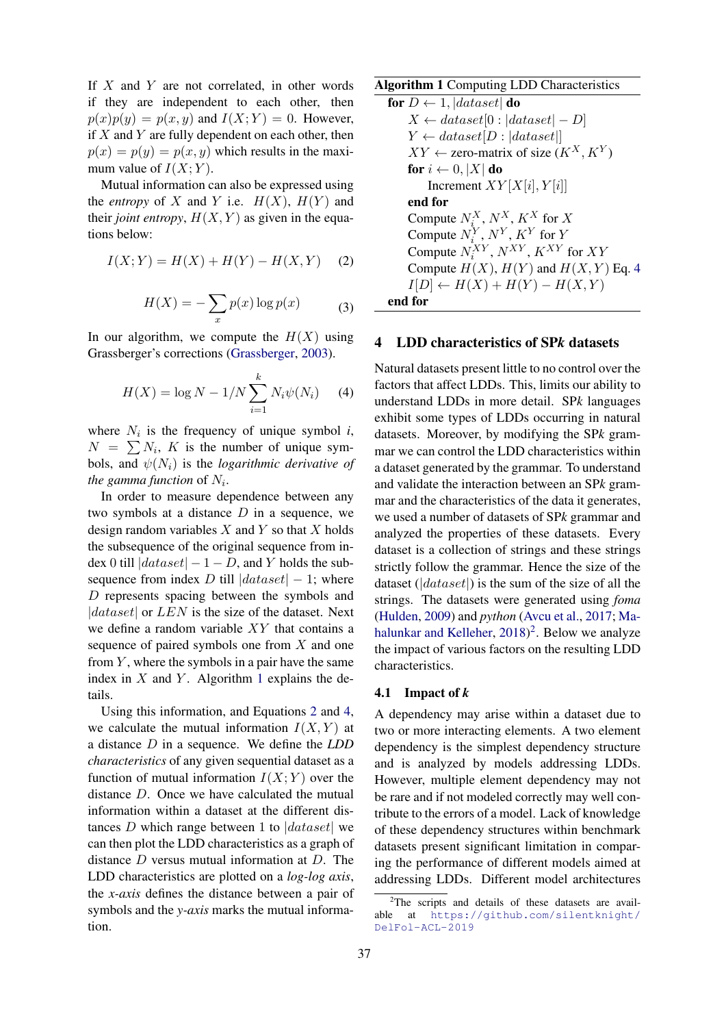If $X$ and $Y$ are not correlated, in other words if they are independent to each other, then $p(x)p(y) = p(x, y)$ and $I(X;Y) = 0$. However, if $X$ and $Y$ are fully dependent on each other, then $p(x) = p(y) = p(x, y)$ which results in the maximum value of $I(X;Y)$.

Mutual information can also be expressed using the *entropy* of $X$ and $Y$ i.e. $H(X)$, $H(Y)$ and their *joint entropy*, $H(X, Y)$ as given in the equations below:

$$I(X;Y) = H(X) + H(Y) - H(X, Y) \quad (2)$$

$$H(X) = -\sum_x p(x) \log p(x) \quad (3)$$

In our algorithm, we compute the $H(X)$ using Grassberger's corrections (Grassberger, 2003).

$$H(X) = \log N - 1/N \sum_{i=1}^{k} N_i \psi(N_i) \quad (4)$$

where $N_i$ is the frequency of unique symbol $i$, $N = \sum N_i$, $K$ is the number of unique symbols, and $\psi(N_i)$ is the *logarithmic derivative of the gamma function* of $N_i$.

In order to measure dependence between any two symbols at a distance $D$ in a sequence, we design random variables $X$ and $Y$ so that $X$ holds the subsequence of the original sequence from index 0 till $|dataset| - 1 - D$, and $Y$ holds the subsequence from index $D$ till $|dataset| - 1$; where $D$ represents spacing between the symbols and $|dataset|$ or $LEN$ is the size of the dataset. Next we define a random variable $XY$ that contains a sequence of paired symbols one from $X$ and one from $Y$, where the symbols in a pair have the same index in $X$ and $Y$. Algorithm 1 explains the details.

Using this information, and Equations 2 and 4, we calculate the mutual information $I(X, Y)$ at a distance $D$ in a sequence. We define the *LDD characteristics* of any given sequential dataset as a function of mutual information $I(X;Y)$ over the distance $D$. Once we have calculated the mutual information within a dataset at the different distances $D$ which range between 1 to $|dataset|$ we can then plot the LDD characteristics as a graph of distance $D$ versus mutual information at $D$. The LDD characteristics are plotted on a *log-log axis*, the *x-axis* defines the distance between a pair of symbols and the *y-axis* marks the mutual information.

**Algorithm 1** Computing LDD Characteristics

```
for D ← 1, |dataset| do
    X ← dataset[0 : |dataset| − D]
    Y ← dataset[D : |dataset|]
    XY ← zero-matrix of size (K^X, K^Y)
    for i ← 0, |X| do
        Increment XY[X[i], Y[i]]
    end for
    Compute N_i^X, N^X, K^X for X
    Compute N_i^Y, N^Y, K^Y for Y
    Compute N_i^XY, N^XY, K^XY for XY
    Compute H(X), H(Y) and H(X, Y) Eq. 4
    I[D] ← H(X) + H(Y) − H(X, Y)
end for
```

## 4 LDD characteristics of SP*k* datasets

Natural datasets present little to no control over the factors that affect LDDs. This, limits our ability to understand LDDs in more detail. SP*k* languages exhibit some types of LDDs occurring in natural datasets. Moreover, by modifying the SP*k* grammar we can control the LDD characteristics within a dataset generated by the grammar. To understand and validate the interaction between an SP*k* grammar and the characteristics of the data it generates, we used a number of datasets of SP*k* grammar and analyzed the properties of these datasets. Every dataset is a collection of strings and these strings strictly follow the grammar. Hence the size of the dataset ($|dataset|$) is the sum of the size of all the strings. The datasets were generated using *foma* (Hulden, 2009) and *python* (Avcu et al., 2017; Mahalunkar and Kelleher, 2018)[2]. Below we analyze the impact of various factors on the resulting LDD characteristics.

### 4.1 Impact of *k*

A dependency may arise within a dataset due to two or more interacting elements. A two element dependency is the simplest dependency structure and is analyzed by models addressing LDDs. However, multiple element dependency may not be rare and if not modeled correctly may well contribute to the errors of a model. Lack of knowledge of these dependency structures within benchmark datasets present significant limitation in comparing the performance of different models aimed at addressing LDDs. Different model architectures

[2] The scripts and details of these datasets are available at https://github.com/silentknight/DelFol-ACL-2019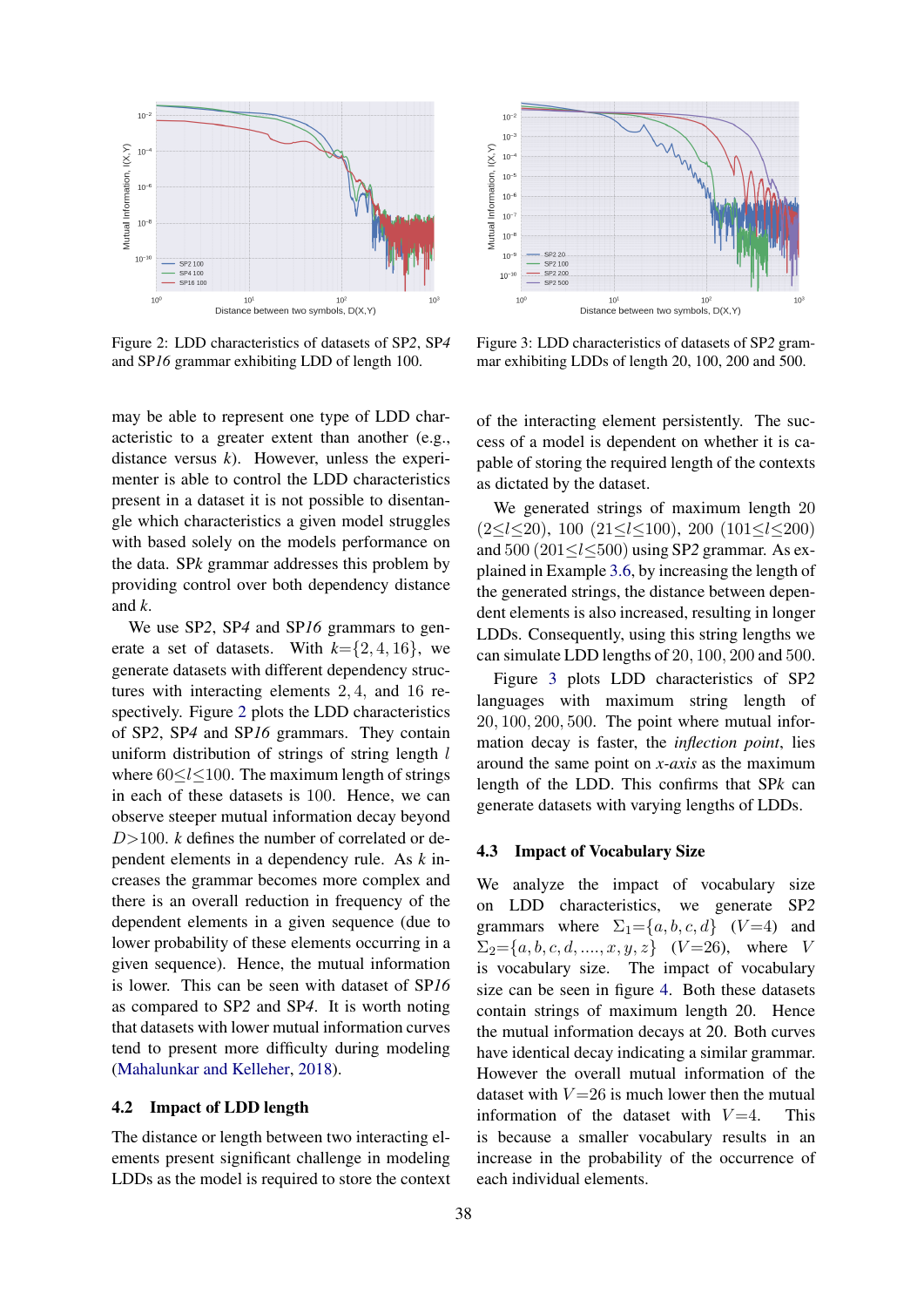Figure 2: LDD characteristics of datasets of SP2, SP*4* and SP*16* grammar exhibiting LDD of length 100.

Figure 3: LDD characteristics of datasets of SP2 grammar exhibiting LDDs of length 20, 100, 200 and 500.

may be able to represent one type of LDD characteristic to a greater extent than another (e.g., distance versus $k$). However, unless the experimenter is able to control the LDD characteristics present in a dataset it is not possible to disentangle which characteristics a given model struggles with based solely on the models performance on the data. SP$k$ grammar addresses this problem by providing control over both dependency distance and $k$.

We use SP2, SP*4* and SP*16* grammars to generate a set of datasets. With $k{=}\{2, 4, 16\}$, we generate datasets with different dependency structures with interacting elements $2, 4$, and 16 respectively. Figure 2 plots the LDD characteristics of SP2, SP*4* and SP*16* grammars. They contain uniform distribution of strings of string length $l$ where $60{\le}l{\le}100$. The maximum length of strings in each of these datasets is 100. Hence, we can observe steeper mutual information decay beyond $D{>}100$. $k$ defines the number of correlated or dependent elements in a dependency rule. As $k$ increases the grammar becomes more complex and there is an overall reduction in frequency of the dependent elements in a given sequence (due to lower probability of these elements occurring in a given sequence). Hence, the mutual information is lower. This can be seen with dataset of SP*16* as compared to SP*2* and SP*4*. It is worth noting that datasets with lower mutual information curves tend to present more difficulty during modeling (Mahalunkar and Kelleher, 2018).

## 4.2 Impact of LDD length

The distance or length between two interacting elements present significant challenge in modeling LDDs as the model is required to store the context of the interacting element persistently. The success of a model is dependent on whether it is capable of storing the required length of the contexts as dictated by the dataset.

We generated strings of maximum length 20 $(2{\le}l{\le}20)$, 100 $(21{\le}l{\le}100)$, 200 $(101{\le}l{\le}200)$ and 500 $(201{\le}l{\le}500)$ using SP2 grammar. As explained in Example 3.6, by increasing the length of the generated strings, the distance between dependent elements is also increased, resulting in longer LDDs. Consequently, using this string lengths we can simulate LDD lengths of $20, 100, 200$ and $500$.

Figure 3 plots LDD characteristics of SP2 languages with maximum string length of $20, 100, 200, 500$. The point where mutual information decay is faster, the *inflection point*, lies around the same point on *x-axis* as the maximum length of the LDD. This confirms that SP$k$ can generate datasets with varying lengths of LDDs.

## 4.3 Impact of Vocabulary Size

We analyze the impact of vocabulary size on LDD characteristics, we generate SP2 grammars where $\Sigma_1{=}\{a, b, c, d\}$ $(V{=}4)$ and $\Sigma_2{=}\{a, b, c, d, ...., x, y, z\}$ $(V{=}26)$, where $V$ is vocabulary size. The impact of vocabulary size can be seen in figure 4. Both these datasets contain strings of maximum length 20. Hence the mutual information decays at 20. Both curves have identical decay indicating a similar grammar. However the overall mutual information of the dataset with $V{=}26$ is much lower then the mutual information of the dataset with $V{=}4$. This is because a smaller vocabulary results in an increase in the probability of the occurrence of each individual elements.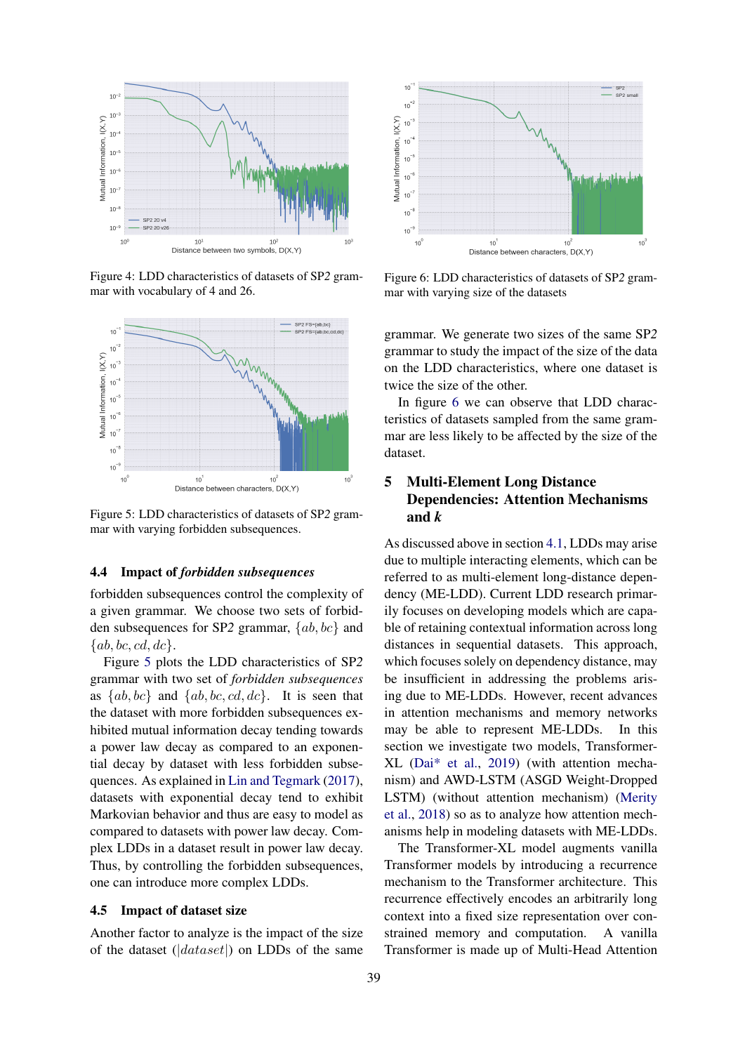Figure 4: LDD characteristics of datasets of SP2 grammar with vocabulary of 4 and 26.

Figure 5: LDD characteristics of datasets of SP2 grammar with varying forbidden subsequences.

### 4.4 Impact of *forbidden subsequences*

forbidden subsequences control the complexity of a given grammar. We choose two sets of forbidden subsequences for SP2 grammar, $\{ab, bc\}$ and $\{ab, bc, cd, dc\}$.

Figure 5 plots the LDD characteristics of SP2 grammar with two set of *forbidden subsequences* as $\{ab, bc\}$ and $\{ab, bc, cd, dc\}$. It is seen that the dataset with more forbidden subsequences exhibited mutual information decay tending towards a power law decay as compared to an exponential decay by dataset with less forbidden subsequences. As explained in Lin and Tegmark (2017), datasets with exponential decay tend to exhibit Markovian behavior and thus are easy to model as compared to datasets with power law decay. Complex LDDs in a dataset result in power law decay. Thus, by controlling the forbidden subsequences, one can introduce more complex LDDs.

### 4.5 Impact of dataset size

Another factor to analyze is the impact of the size of the dataset ($|dataset|$) on LDDs of the same grammar. We generate two sizes of the same SP2 grammar to study the impact of the size of the data on the LDD characteristics, where one dataset is twice the size of the other.

In figure 6 we can observe that LDD characteristics of datasets sampled from the same grammar are less likely to be affected by the size of the dataset.

Figure 6: LDD characteristics of datasets of SP2 grammar with varying size of the datasets

## 5 Multi-Element Long Distance Dependencies: Attention Mechanisms and $k$

As discussed above in section 4.1, LDDs may arise due to multiple interacting elements, which can be referred to as multi-element long-distance dependency (ME-LDD). Current LDD research primarily focuses on developing models which are capable of retaining contextual information across long distances in sequential datasets. This approach, which focuses solely on dependency distance, may be insufficient in addressing the problems arising due to ME-LDDs. However, recent advances in attention mechanisms and memory networks may be able to represent ME-LDDs. In this section we investigate two models, Transformer-XL (Dai* et al., 2019) (with attention mechanism) and AWD-LSTM (ASGD Weight-Dropped LSTM) (without attention mechanism) (Merity et al., 2018) so as to analyze how attention mechanisms help in modeling datasets with ME-LDDs.

The Transformer-XL model augments vanilla Transformer models by introducing a recurrence mechanism to the Transformer architecture. This recurrence effectively encodes an arbitrarily long context into a fixed size representation over constrained memory and computation. A vanilla Transformer is made up of Multi-Head Attention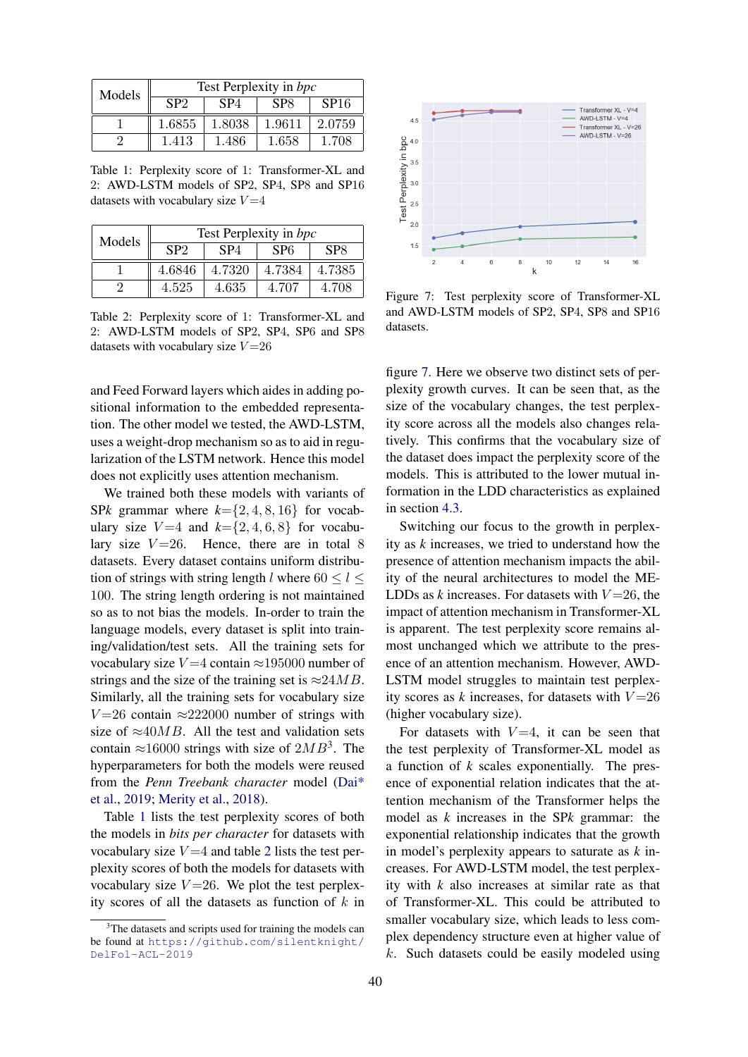| Models | Test Perplexity in *bpc* | | | |
|---|---|---|---|---|
| | SP2 | SP4 | SP8 | SP16 |
| 1 | 1.6855 | 1.8038 | 1.9611 | 2.0759 |
| 2 | 1.413 | 1.486 | 1.658 | 1.708 |

Table 1: Perplexity score of 1: Transformer-XL and 2: AWD-LSTM models of SP2, SP4, SP8 and SP16 datasets with vocabulary size $V$=4

| Models | Test Perplexity in *bpc* | | | |
|---|---|---|---|---|
| | SP2 | SP4 | SP6 | SP8 |
| 1 | 4.6846 | 4.7320 | 4.7384 | 4.7385 |
| 2 | 4.525 | 4.635 | 4.707 | 4.708 |

Table 2: Perplexity score of 1: Transformer-XL and 2: AWD-LSTM models of SP2, SP4, SP6 and SP8 datasets with vocabulary size $V$=26

and Feed Forward layers which aides in adding positional information to the embedded representation. The other model we tested, the AWD-LSTM, uses a weight-drop mechanism so as to aid in regularization of the LSTM network. Hence this model does not explicitly uses attention mechanism.

We trained both these models with variants of SP*k* grammar where $k$=$\{2, 4, 8, 16\}$ for vocabulary size $V$=4 and $k$=$\{2, 4, 6, 8\}$ for vocabulary size $V$=26. Hence, there are in total 8 datasets. Every dataset contains uniform distribution of strings with string length $l$ where $60 \leq l \leq 100$. The string length ordering is not maintained so as to not bias the models. In-order to train the language models, every dataset is split into training/validation/test sets. All the training sets for vocabulary size $V$=4 contain ≈195000 number of strings and the size of the training set is $\approx 24MB$. Similarly, all the training sets for vocabulary size $V$=26 contain ≈222000 number of strings with size of $\approx 40MB$. All the test and validation sets contain ≈16000 strings with size of $2MB$[3]. The hyperparameters for both the models were reused from the *Penn Treebank character* model (Dai* et al., 2019; Merity et al., 2018).

Table 1 lists the test perplexity scores of both the models in *bits per character* for datasets with vocabulary size $V$=4 and table 2 lists the test perplexity scores of both the models for datasets with vocabulary size $V$=26. We plot the test perplexity scores of all the datasets as function of $k$ in figure 7. Here we observe two distinct sets of perplexity growth curves. It can be seen that, as the size of the vocabulary changes, the test perplexity score across all the models also changes relatively. This confirms that the vocabulary size of the dataset does impact the perplexity score of the models. This is attributed to the lower mutual information in the LDD characteristics as explained in section 4.3.

Figure 7: Test perplexity score of Transformer-XL and AWD-LSTM models of SP2, SP4, SP8 and SP16 datasets.

Switching our focus to the growth in perplexity as $k$ increases, we tried to understand how the presence of attention mechanism impacts the ability of the neural architectures to model the ME-LDDs as $k$ increases. For datasets with $V$=26, the impact of attention mechanism in Transformer-XL is apparent. The test perplexity score remains almost unchanged which we attribute to the presence of an attention mechanism. However, AWD-LSTM model struggles to maintain test perplexity scores as $k$ increases, for datasets with $V$=26 (higher vocabulary size).

For datasets with $V$=4, it can be seen that the test perplexity of Transformer-XL model as a function of $k$ scales exponentially. The presence of exponential relation indicates that the attention mechanism of the Transformer helps the model as $k$ increases in the SP$k$ grammar: the exponential relationship indicates that the growth in model's perplexity appears to saturate as $k$ increases. For AWD-LSTM model, the test perplexity with $k$ also increases at similar rate as that of Transformer-XL. This could be attributed to smaller vocabulary size, which leads to less complex dependency structure even at higher value of $k$. Such datasets could be easily modeled using

[3] The datasets and scripts used for training the models can be found at https://github.com/silentknight/DelFol-ACL-2019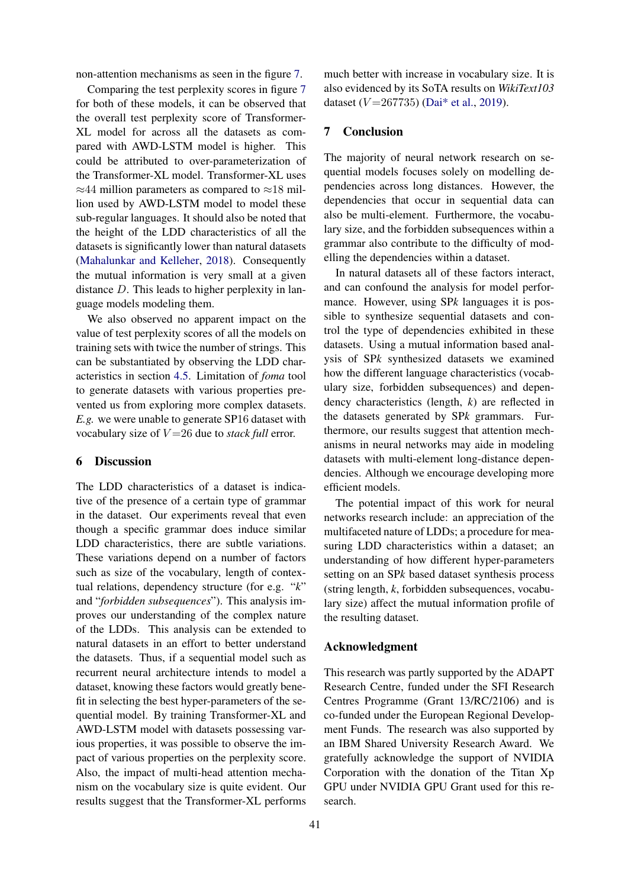non-attention mechanisms as seen in the figure 7.

Comparing the test perplexity scores in figure 7 for both of these models, it can be observed that the overall test perplexity score of Transformer-XL model for across all the datasets as compared with AWD-LSTM model is higher. This could be attributed to over-parameterization of the Transformer-XL model. Transformer-XL uses ≈44 million parameters as compared to ≈18 million used by AWD-LSTM model to model these sub-regular languages. It should also be noted that the height of the LDD characteristics of all the datasets is significantly lower than natural datasets (Mahalunkar and Kelleher, 2018). Consequently the mutual information is very small at a given distance $D$. This leads to higher perplexity in language models modeling them.

We also observed no apparent impact on the value of test perplexity scores of all the models on training sets with twice the number of strings. This can be substantiated by observing the LDD characteristics in section 4.5. Limitation of *foma* tool to generate datasets with various properties prevented us from exploring more complex datasets. *E.g.* we were unable to generate SP16 dataset with vocabulary size of $V$=26 due to *stack full* error.

## 6 Discussion

The LDD characteristics of a dataset is indicative of the presence of a certain type of grammar in the dataset. Our experiments reveal that even though a specific grammar does induce similar LDD characteristics, there are subtle variations. These variations depend on a number of factors such as size of the vocabulary, length of contextual relations, dependency structure (for e.g. "$k$" and "*forbidden subsequences*"). This analysis improves our understanding of the complex nature of the LDDs. This analysis can be extended to natural datasets in an effort to better understand the datasets. Thus, if a sequential model such as recurrent neural architecture intends to model a dataset, knowing these factors would greatly benefit in selecting the best hyper-parameters of the sequential model. By training Transformer-XL and AWD-LSTM model with datasets possessing various properties, it was possible to observe the impact of various properties on the perplexity score. Also, the impact of multi-head attention mechanism on the vocabulary size is quite evident. Our results suggest that the Transformer-XL performs much better with increase in vocabulary size. It is also evidenced by its SoTA results on *WikiText103* dataset ($V$=267735) (Dai* et al., 2019).

## 7 Conclusion

The majority of neural network research on sequential models focuses solely on modelling dependencies across long distances. However, the dependencies that occur in sequential data can also be multi-element. Furthermore, the vocabulary size, and the forbidden subsequences within a grammar also contribute to the difficulty of modelling the dependencies within a dataset.

In natural datasets all of these factors interact, and can confound the analysis for model performance. However, using SP*k* languages it is possible to synthesize sequential datasets and control the type of dependencies exhibited in these datasets. Using a mutual information based analysis of SP*k* synthesized datasets we examined how the different language characteristics (vocabulary size, forbidden subsequences) and dependency characteristics (length, $k$) are reflected in the datasets generated by SP*k* grammars. Furthermore, our results suggest that attention mechanisms in neural networks may aide in modeling datasets with multi-element long-distance dependencies. Although we encourage developing more efficient models.

The potential impact of this work for neural networks research include: an appreciation of the multifaceted nature of LDDs; a procedure for measuring LDD characteristics within a dataset; an understanding of how different hyper-parameters setting on an SP*k* based dataset synthesis process (string length, $k$, forbidden subsequences, vocabulary size) affect the mutual information profile of the resulting dataset.

## Acknowledgment

This research was partly supported by the ADAPT Research Centre, funded under the SFI Research Centres Programme (Grant 13/RC/2106) and is co-funded under the European Regional Development Funds. The research was also supported by an IBM Shared University Research Award. We gratefully acknowledge the support of NVIDIA Corporation with the donation of the Titan Xp GPU under NVIDIA GPU Grant used for this research.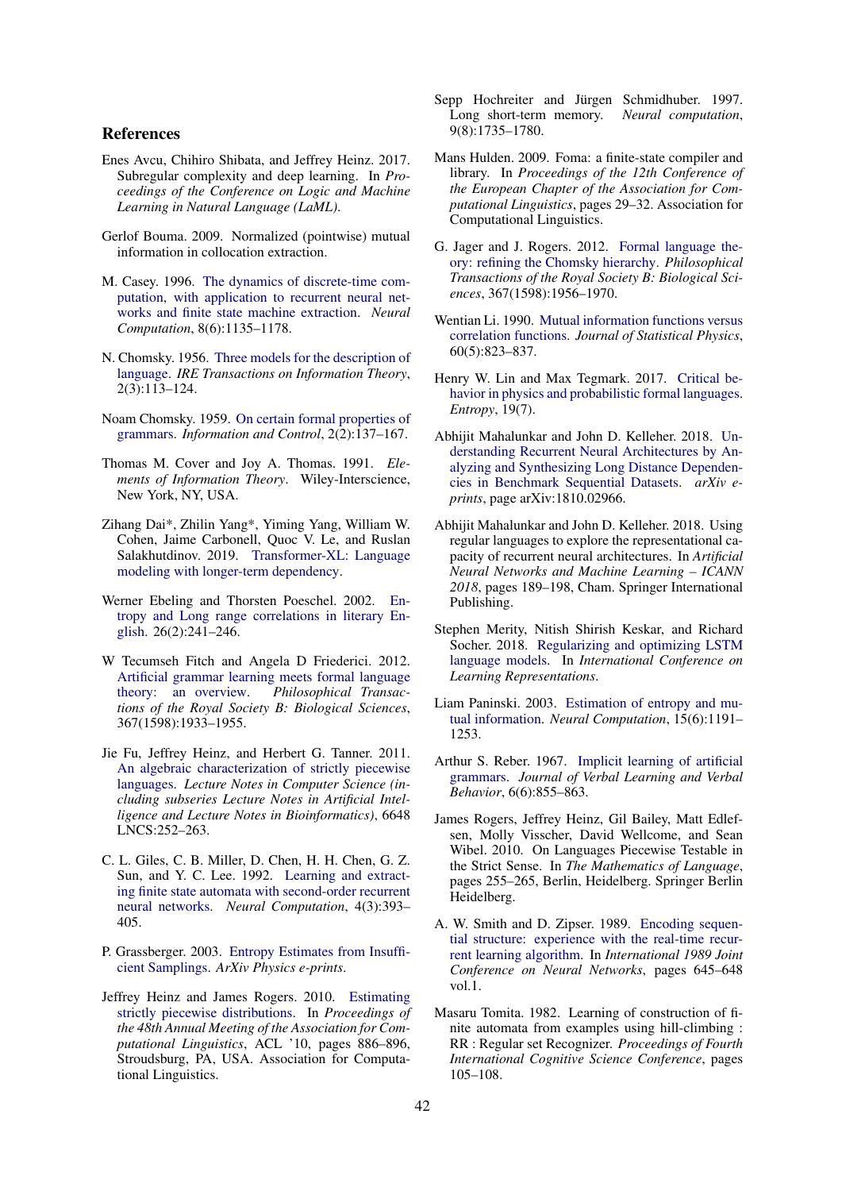## References

Enes Avcu, Chihiro Shibata, and Jeffrey Heinz. 2017. Subregular complexity and deep learning. In *Proceedings of the Conference on Logic and Machine Learning in Natural Language (LaML)*.

Gerlof Bouma. 2009. Normalized (pointwise) mutual information in collocation extraction.

M. Casey. 1996. The dynamics of discrete-time computation, with application to recurrent neural networks and finite state machine extraction. *Neural Computation*, 8(6):1135–1178.

N. Chomsky. 1956. Three models for the description of language. *IRE Transactions on Information Theory*, 2(3):113–124.

Noam Chomsky. 1959. On certain formal properties of grammars. *Information and Control*, 2(2):137–167.

Thomas M. Cover and Joy A. Thomas. 1991. *Elements of Information Theory*. Wiley-Interscience, New York, NY, USA.

Zihang Dai*, Zhilin Yang*, Yiming Yang, William W. Cohen, Jaime Carbonell, Quoc V. Le, and Ruslan Salakhutdinov. 2019. Transformer-XL: Language modeling with longer-term dependency.

Werner Ebeling and Thorsten Poeschel. 2002. Entropy and Long range correlations in literary English. 26(2):241–246.

W Tecumseh Fitch and Angela D Friederici. 2012. Artificial grammar learning meets formal language theory: an overview. *Philosophical Transactions of the Royal Society B: Biological Sciences*, 367(1598):1933–1955.

Jie Fu, Jeffrey Heinz, and Herbert G. Tanner. 2011. An algebraic characterization of strictly piecewise languages. *Lecture Notes in Computer Science (including subseries Lecture Notes in Artificial Intelligence and Lecture Notes in Bioinformatics)*, 6648 LNCS:252–263.

C. L. Giles, C. B. Miller, D. Chen, H. H. Chen, G. Z. Sun, and Y. C. Lee. 1992. Learning and extracting finite state automata with second-order recurrent neural networks. *Neural Computation*, 4(3):393–405.

P. Grassberger. 2003. Entropy Estimates from Insufficient Samplings. *ArXiv Physics e-prints*.

Jeffrey Heinz and James Rogers. 2010. Estimating strictly piecewise distributions. In *Proceedings of the 48th Annual Meeting of the Association for Computational Linguistics*, ACL '10, pages 886–896, Stroudsburg, PA, USA. Association for Computational Linguistics.

Sepp Hochreiter and Jürgen Schmidhuber. 1997. Long short-term memory. *Neural computation*, 9(8):1735–1780.

Mans Hulden. 2009. Foma: a finite-state compiler and library. In *Proceedings of the 12th Conference of the European Chapter of the Association for Computational Linguistics*, pages 29–32. Association for Computational Linguistics.

G. Jager and J. Rogers. 2012. Formal language theory: refining the Chomsky hierarchy. *Philosophical Transactions of the Royal Society B: Biological Sciences*, 367(1598):1956–1970.

Wentian Li. 1990. Mutual information functions versus correlation functions. *Journal of Statistical Physics*, 60(5):823–837.

Henry W. Lin and Max Tegmark. 2017. Critical behavior in physics and probabilistic formal languages. *Entropy*, 19(7).

Abhijit Mahalunkar and John D. Kelleher. 2018. Understanding Recurrent Neural Architectures by Analyzing and Synthesizing Long Distance Dependencies in Benchmark Sequential Datasets. *arXiv e-prints*, page arXiv:1810.02966.

Abhijit Mahalunkar and John D. Kelleher. 2018. Using regular languages to explore the representational capacity of recurrent neural architectures. In *Artificial Neural Networks and Machine Learning – ICANN 2018*, pages 189–198, Cham. Springer International Publishing.

Stephen Merity, Nitish Shirish Keskar, and Richard Socher. 2018. Regularizing and optimizing LSTM language models. In *International Conference on Learning Representations*.

Liam Paninski. 2003. Estimation of entropy and mutual information. *Neural Computation*, 15(6):1191–1253.

Arthur S. Reber. 1967. Implicit learning of artificial grammars. *Journal of Verbal Learning and Verbal Behavior*, 6(6):855–863.

James Rogers, Jeffrey Heinz, Gil Bailey, Matt Edlefsen, Molly Visscher, David Wellcome, and Sean Wibel. 2010. On Languages Piecewise Testable in the Strict Sense. In *The Mathematics of Language*, pages 255–265, Berlin, Heidelberg. Springer Berlin Heidelberg.

A. W. Smith and D. Zipser. 1989. Encoding sequential structure: experience with the real-time recurrent learning algorithm. In *International 1989 Joint Conference on Neural Networks*, pages 645–648 vol.1.

Masaru Tomita. 1982. Learning of construction of finite automata from examples using hill-climbing : RR : Regular set Recognizer. *Proceedings of Fourth International Cognitive Science Conference*, pages 105–108.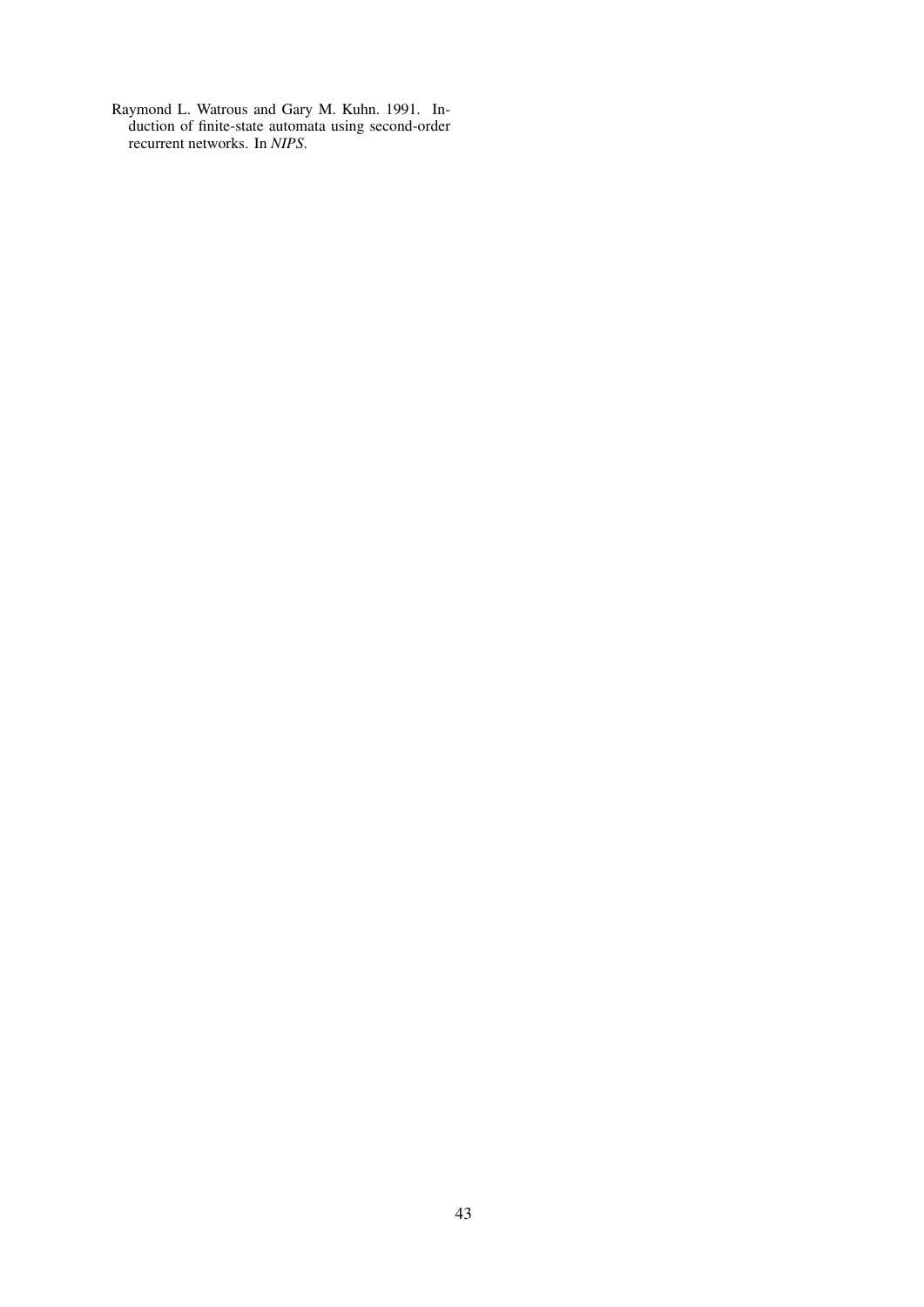Raymond L. Watrous and Gary M. Kuhn. 1991. Induction of finite-state automata using second-order recurrent networks. In *NIPS*.